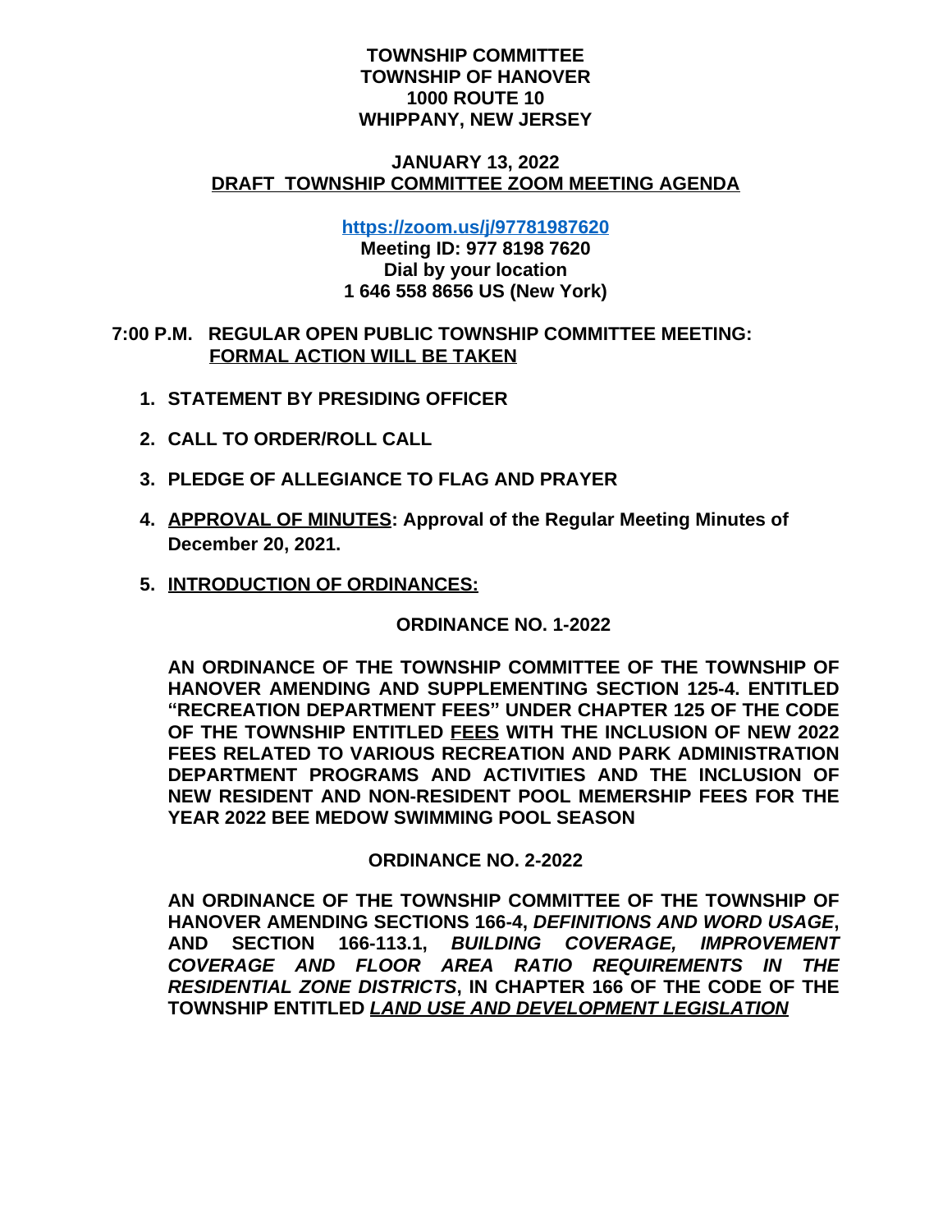**TOWNSHIP COMMITTEE**
**TOWNSHIP OF HANOVER**
**1000 ROUTE 10**
**WHIPPANY, NEW JERSEY**

**JANUARY 13, 2022**
**DRAFT TOWNSHIP COMMITTEE ZOOM MEETING AGENDA**

**https://zoom.us/j/97781987620**
**Meeting ID: 977 8198 7620**
**Dial by your location**
**1 646 558 8656 US (New York)**

**7:00 P.M. REGULAR OPEN PUBLIC TOWNSHIP COMMITTEE MEETING: FORMAL ACTION WILL BE TAKEN**

1. **STATEMENT BY PRESIDING OFFICER**
2. **CALL TO ORDER/ROLL CALL**
3. **PLEDGE OF ALLEGIANCE TO FLAG AND PRAYER**
4. **APPROVAL OF MINUTES: Approval of the Regular Meeting Minutes of December 20, 2021.**
5. **INTRODUCTION OF ORDINANCES:**

**ORDINANCE NO. 1-2022**

**AN ORDINANCE OF THE TOWNSHIP COMMITTEE OF THE TOWNSHIP OF HANOVER AMENDING AND SUPPLEMENTING SECTION 125-4. ENTITLED "RECREATION DEPARTMENT FEES" UNDER CHAPTER 125 OF THE CODE OF THE TOWNSHIP ENTITLED FEES WITH THE INCLUSION OF NEW 2022 FEES RELATED TO VARIOUS RECREATION AND PARK ADMINISTRATION DEPARTMENT PROGRAMS AND ACTIVITIES AND THE INCLUSION OF NEW RESIDENT AND NON-RESIDENT POOL MEMERSHIP FEES FOR THE YEAR 2022 BEE MEDOW SWIMMING POOL SEASON**

**ORDINANCE NO. 2-2022**

**AN ORDINANCE OF THE TOWNSHIP COMMITTEE OF THE TOWNSHIP OF HANOVER AMENDING SECTIONS 166-4, *DEFINITIONS AND WORD USAGE*, AND SECTION 166-113.1, *BUILDING COVERAGE, IMPROVEMENT COVERAGE AND FLOOR AREA RATIO REQUIREMENTS IN THE RESIDENTIAL ZONE DISTRICTS*, IN CHAPTER 166 OF THE CODE OF THE TOWNSHIP ENTITLED *LAND USE AND DEVELOPMENT LEGISLATION***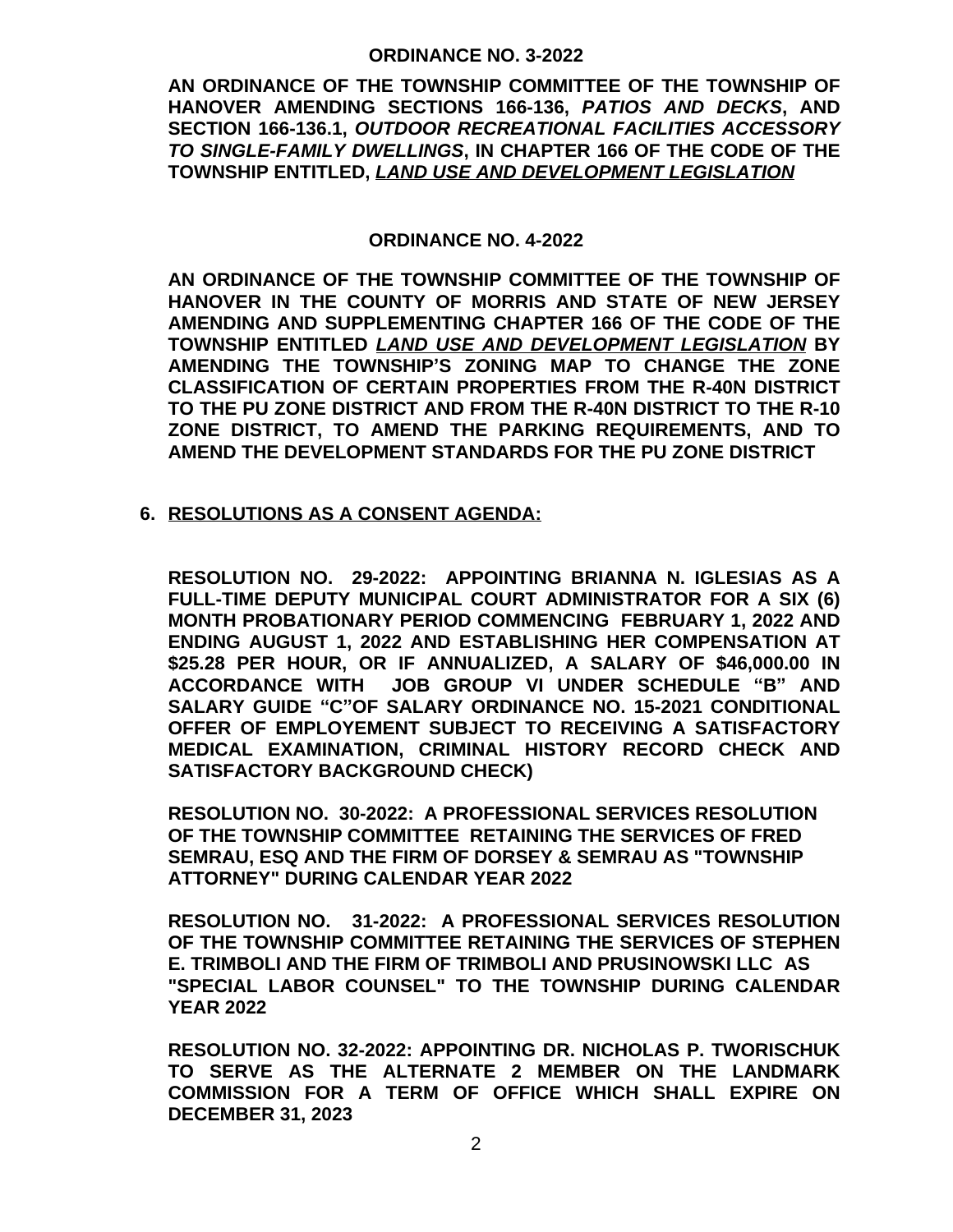**ORDINANCE NO. 3-2022**

**AN ORDINANCE OF THE TOWNSHIP COMMITTEE OF THE TOWNSHIP OF HANOVER AMENDING SECTIONS 166-136, *PATIOS AND DECKS*, AND SECTION 166-136.1, *OUTDOOR RECREATIONAL FACILITIES ACCESSORY TO SINGLE-FAMILY DWELLINGS*, IN CHAPTER 166 OF THE CODE OF THE TOWNSHIP ENTITLED, *LAND USE AND DEVELOPMENT LEGISLATION***

**ORDINANCE NO. 4-2022**

**AN ORDINANCE OF THE TOWNSHIP COMMITTEE OF THE TOWNSHIP OF HANOVER IN THE COUNTY OF MORRIS AND STATE OF NEW JERSEY AMENDING AND SUPPLEMENTING CHAPTER 166 OF THE CODE OF THE TOWNSHIP ENTITLED *LAND USE AND DEVELOPMENT LEGISLATION* BY AMENDING THE TOWNSHIP'S ZONING MAP TO CHANGE THE ZONE CLASSIFICATION OF CERTAIN PROPERTIES FROM THE R-40N DISTRICT TO THE PU ZONE DISTRICT AND FROM THE R-40N DISTRICT TO THE R-10 ZONE DISTRICT, TO AMEND THE PARKING REQUIREMENTS, AND TO AMEND THE DEVELOPMENT STANDARDS FOR THE PU ZONE DISTRICT**

**6. RESOLUTIONS AS A CONSENT AGENDA:**

**RESOLUTION NO. 29-2022: APPOINTING BRIANNA N. IGLESIAS AS A FULL-TIME DEPUTY MUNICIPAL COURT ADMINISTRATOR FOR A SIX (6) MONTH PROBATIONARY PERIOD COMMENCING FEBRUARY 1, 2022 AND ENDING AUGUST 1, 2022 AND ESTABLISHING HER COMPENSATION AT $25.28 PER HOUR, OR IF ANNUALIZED, A SALARY OF $46,000.00 IN ACCORDANCE WITH JOB GROUP VI UNDER SCHEDULE "B" AND SALARY GUIDE "C"OF SALARY ORDINANCE NO. 15-2021 CONDITIONAL OFFER OF EMPLOYEMENT SUBJECT TO RECEIVING A SATISFACTORY MEDICAL EXAMINATION, CRIMINAL HISTORY RECORD CHECK AND SATISFACTORY BACKGROUND CHECK)**

**RESOLUTION NO. 30-2022: A PROFESSIONAL SERVICES RESOLUTION OF THE TOWNSHIP COMMITTEE RETAINING THE SERVICES OF FRED SEMRAU, ESQ AND THE FIRM OF DORSEY & SEMRAU AS "TOWNSHIP ATTORNEY" DURING CALENDAR YEAR 2022**

**RESOLUTION NO. 31-2022: A PROFESSIONAL SERVICES RESOLUTION OF THE TOWNSHIP COMMITTEE RETAINING THE SERVICES OF STEPHEN E. TRIMBOLI AND THE FIRM OF TRIMBOLI AND PRUSINOWSKI LLC AS "SPECIAL LABOR COUNSEL" TO THE TOWNSHIP DURING CALENDAR YEAR 2022**

**RESOLUTION NO. 32-2022: APPOINTING DR. NICHOLAS P. TWORISCHUK TO SERVE AS THE ALTERNATE 2 MEMBER ON THE LANDMARK COMMISSION FOR A TERM OF OFFICE WHICH SHALL EXPIRE ON DECEMBER 31, 2023**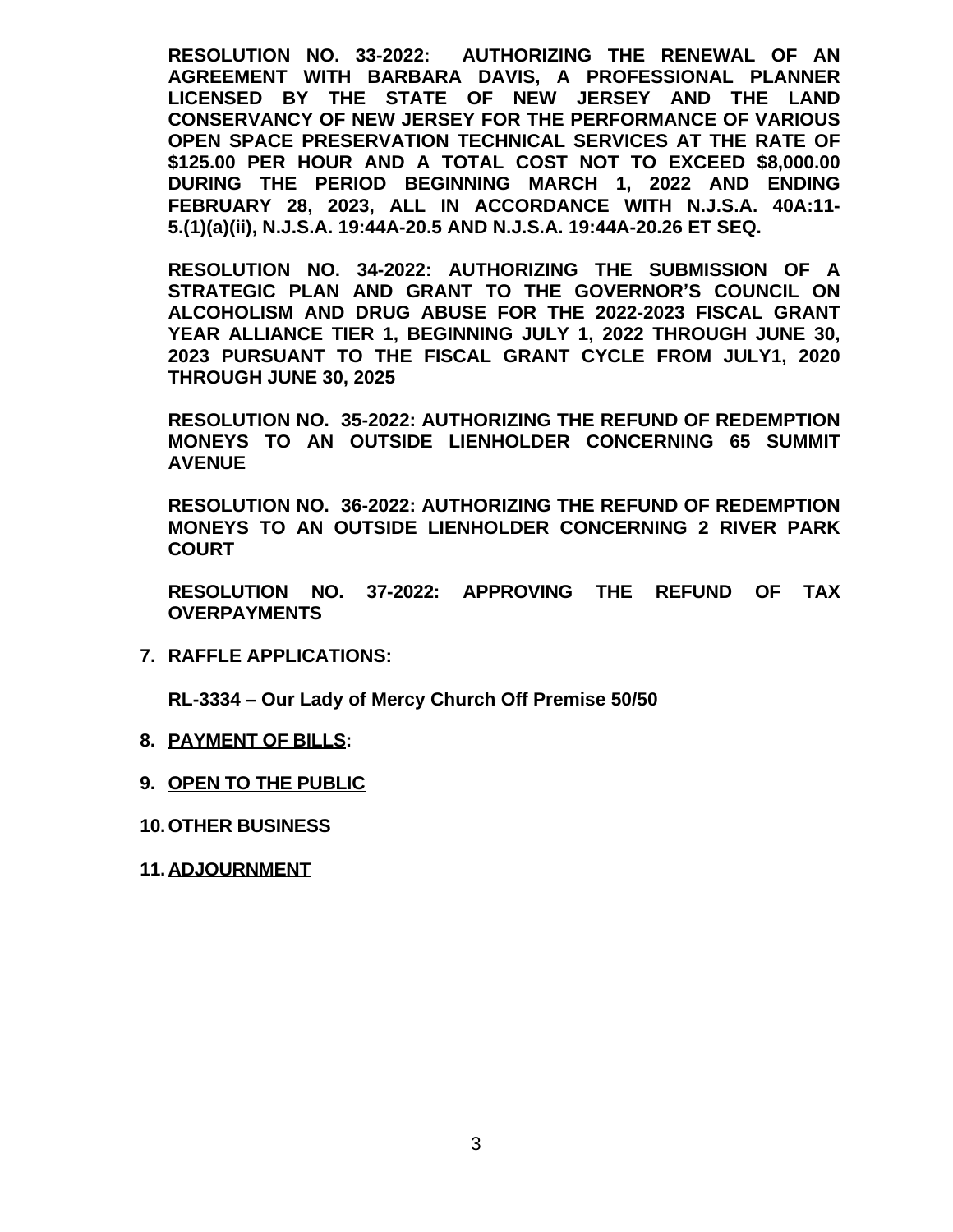**RESOLUTION NO. 33-2022: AUTHORIZING THE RENEWAL OF AN AGREEMENT WITH BARBARA DAVIS, A PROFESSIONAL PLANNER LICENSED BY THE STATE OF NEW JERSEY AND THE LAND CONSERVANCY OF NEW JERSEY FOR THE PERFORMANCE OF VARIOUS OPEN SPACE PRESERVATION TECHNICAL SERVICES AT THE RATE OF $125.00 PER HOUR AND A TOTAL COST NOT TO EXCEED $8,000.00 DURING THE PERIOD BEGINNING MARCH 1, 2022 AND ENDING FEBRUARY 28, 2023, ALL IN ACCORDANCE WITH N.J.S.A. 40A:11-5.(1)(a)(ii), N.J.S.A. 19:44A-20.5 AND N.J.S.A. 19:44A-20.26 ET SEQ.**

**RESOLUTION NO. 34-2022: AUTHORIZING THE SUBMISSION OF A STRATEGIC PLAN AND GRANT TO THE GOVERNOR'S COUNCIL ON ALCOHOLISM AND DRUG ABUSE FOR THE 2022-2023 FISCAL GRANT YEAR ALLIANCE TIER 1, BEGINNING JULY 1, 2022 THROUGH JUNE 30, 2023 PURSUANT TO THE FISCAL GRANT CYCLE FROM JULY1, 2020 THROUGH JUNE 30, 2025**

**RESOLUTION NO. 35-2022: AUTHORIZING THE REFUND OF REDEMPTION MONEYS TO AN OUTSIDE LIENHOLDER CONCERNING 65 SUMMIT AVENUE**

**RESOLUTION NO. 36-2022: AUTHORIZING THE REFUND OF REDEMPTION MONEYS TO AN OUTSIDE LIENHOLDER CONCERNING 2 RIVER PARK COURT**

**RESOLUTION NO. 37-2022: APPROVING THE REFUND OF TAX OVERPAYMENTS**

7. **RAFFLE APPLICATIONS:**

   **RL-3334 – Our Lady of Mercy Church Off Premise 50/50**

8. **PAYMENT OF BILLS:**

9. **OPEN TO THE PUBLIC**

10. **OTHER BUSINESS**

11. **ADJOURNMENT**